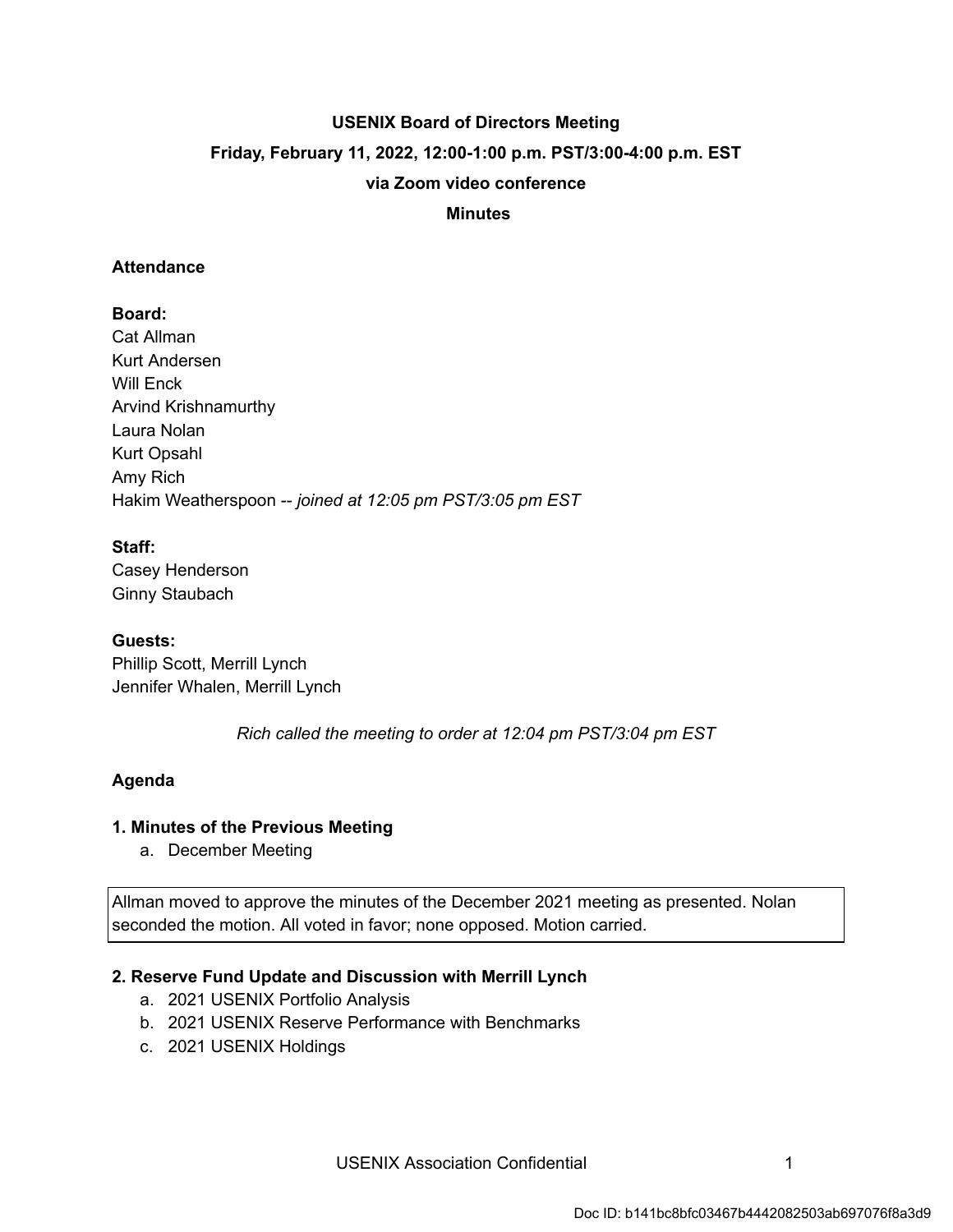# USENIX Board of Directors Meeting

**Friday, February 11, 2022, 12:00-1:00 p.m. PST/3:00-4:00 p.m. EST**

**via Zoom video conference**

**Minutes**

## Attendance

**Board:**
Cat Allman
Kurt Andersen
Will Enck
Arvind Krishnamurthy
Laura Nolan
Kurt Opsahl
Amy Rich
Hakim Weatherspoon -- *joined at 12:05 pm PST/3:05 pm EST*

**Staff:**
Casey Henderson
Ginny Staubach

**Guests:**
Phillip Scott, Merrill Lynch
Jennifer Whalen, Merrill Lynch

*Rich called the meeting to order at 12:04 pm PST/3:04 pm EST*

## Agenda

### 1. Minutes of the Previous Meeting

a. December Meeting

> Allman moved to approve the minutes of the December 2021 meeting as presented. Nolan seconded the motion. All voted in favor; none opposed. Motion carried.

### 2. Reserve Fund Update and Discussion with Merrill Lynch

a. 2021 USENIX Portfolio Analysis
b. 2021 USENIX Reserve Performance with Benchmarks
c. 2021 USENIX Holdings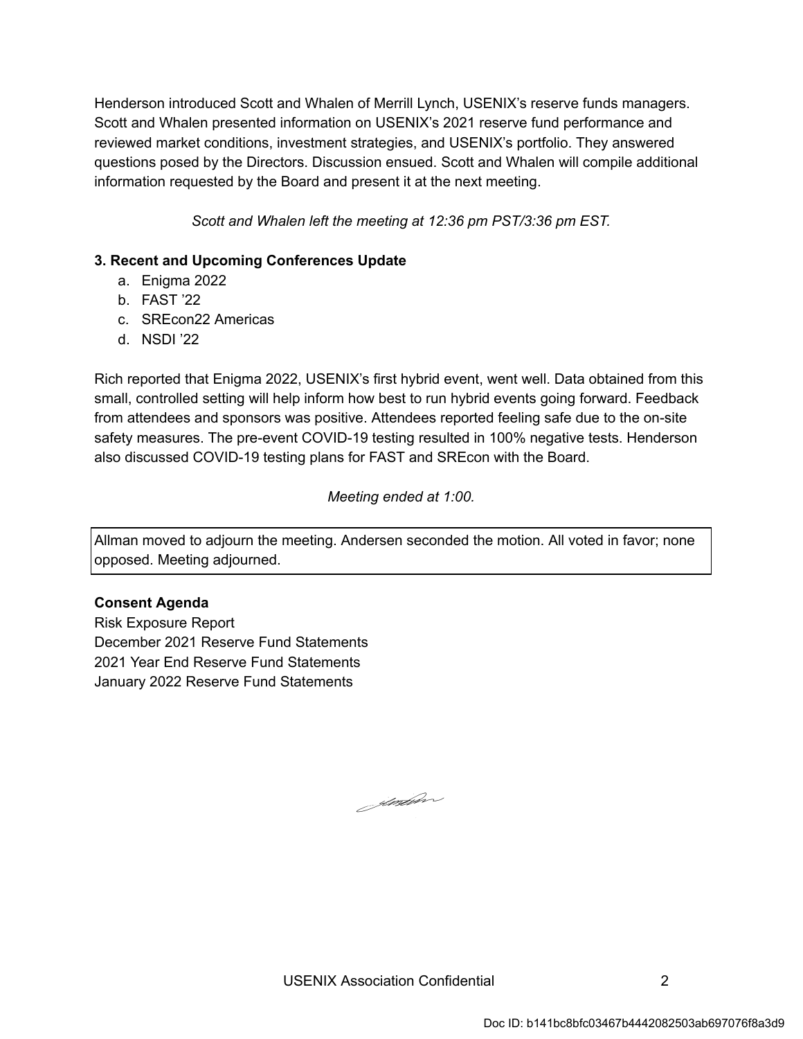Henderson introduced Scott and Whalen of Merrill Lynch, USENIX's reserve funds managers. Scott and Whalen presented information on USENIX's 2021 reserve fund performance and reviewed market conditions, investment strategies, and USENIX's portfolio. They answered questions posed by the Directors. Discussion ensued. Scott and Whalen will compile additional information requested by the Board and present it at the next meeting.

*Scott and Whalen left the meeting at 12:36 pm PST/3:36 pm EST.*

**3. Recent and Upcoming Conferences Update**

a. Enigma 2022
b. FAST '22
c. SREcon22 Americas
d. NSDI '22

Rich reported that Enigma 2022, USENIX's first hybrid event, went well. Data obtained from this small, controlled setting will help inform how best to run hybrid events going forward. Feedback from attendees and sponsors was positive. Attendees reported feeling safe due to the on-site safety measures. The pre-event COVID-19 testing resulted in 100% negative tests. Henderson also discussed COVID-19 testing plans for FAST and SREcon with the Board.

*Meeting ended at 1:00.*

Allman moved to adjourn the meeting. Andersen seconded the motion. All voted in favor; none opposed. Meeting adjourned.

**Consent Agenda**

Risk Exposure Report
December 2021 Reserve Fund Statements
2021 Year End Reserve Fund Statements
January 2022 Reserve Fund Statements

USENIX Association Confidential

Doc ID: b141bc8bfc03467b4442082503ab697076f8a3d9